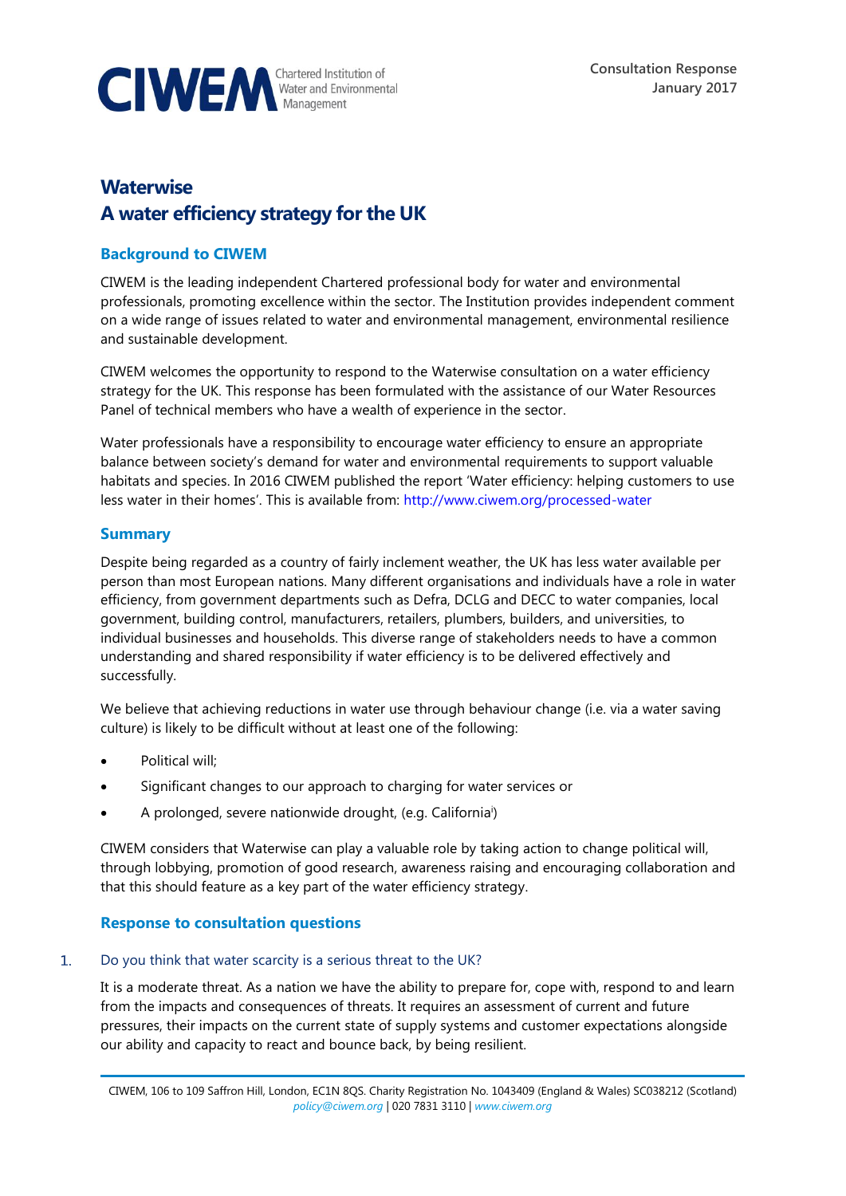Consultation Response
January 2017

# Waterwise
# A water efficiency strategy for the UK

## Background to CIWEM

CIWEM is the leading independent Chartered professional body for water and environmental professionals, promoting excellence within the sector. The Institution provides independent comment on a wide range of issues related to water and environmental management, environmental resilience and sustainable development.

CIWEM welcomes the opportunity to respond to the Waterwise consultation on a water efficiency strategy for the UK. This response has been formulated with the assistance of our Water Resources Panel of technical members who have a wealth of experience in the sector.

Water professionals have a responsibility to encourage water efficiency to ensure an appropriate balance between society's demand for water and environmental requirements to support valuable habitats and species. In 2016 CIWEM published the report 'Water efficiency: helping customers to use less water in their homes'. This is available from: http://www.ciwem.org/processed-water

## Summary

Despite being regarded as a country of fairly inclement weather, the UK has less water available per person than most European nations. Many different organisations and individuals have a role in water efficiency, from government departments such as Defra, DCLG and DECC to water companies, local government, building control, manufacturers, retailers, plumbers, builders, and universities, to individual businesses and households. This diverse range of stakeholders needs to have a common understanding and shared responsibility if water efficiency is to be delivered effectively and successfully.

We believe that achieving reductions in water use through behaviour change (i.e. via a water saving culture) is likely to be difficult without at least one of the following:

- Political will;
- Significant changes to our approach to charging for water services or
- A prolonged, severe nationwide drought, (e.g. California[i])

CIWEM considers that Waterwise can play a valuable role by taking action to change political will, through lobbying, promotion of good research, awareness raising and encouraging collaboration and that this should feature as a key part of the water efficiency strategy.

## Response to consultation questions

1. Do you think that water scarcity is a serious threat to the UK?

It is a moderate threat. As a nation we have the ability to prepare for, cope with, respond to and learn from the impacts and consequences of threats. It requires an assessment of current and future pressures, their impacts on the current state of supply systems and customer expectations alongside our ability and capacity to react and bounce back, by being resilient.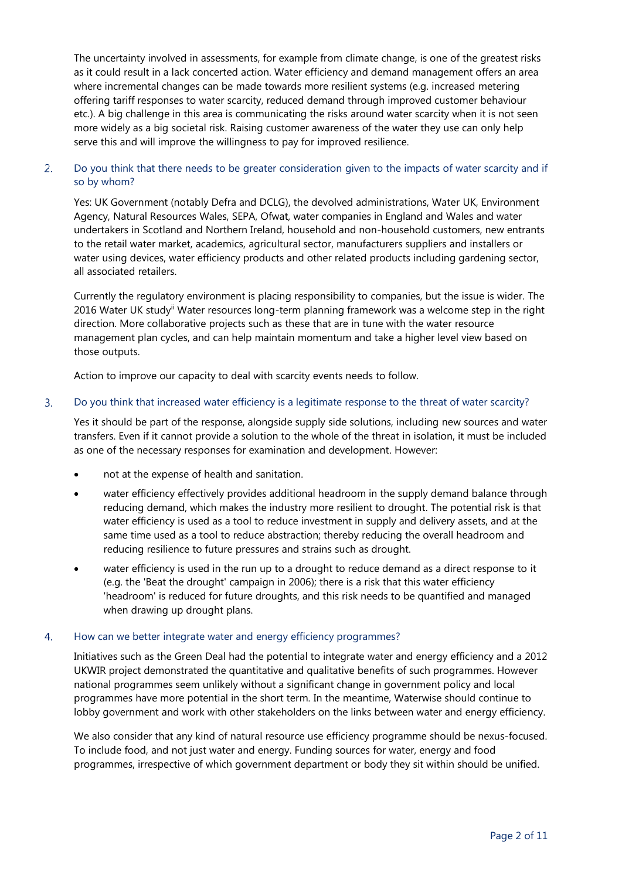The uncertainty involved in assessments, for example from climate change, is one of the greatest risks as it could result in a lack concerted action. Water efficiency and demand management offers an area where incremental changes can be made towards more resilient systems (e.g. increased metering offering tariff responses to water scarcity, reduced demand through improved customer behaviour etc.). A big challenge in this area is communicating the risks around water scarcity when it is not seen more widely as a big societal risk. Raising customer awareness of the water they use can only help serve this and will improve the willingness to pay for improved resilience.

2. Do you think that there needs to be greater consideration given to the impacts of water scarcity and if so by whom?

   Yes: UK Government (notably Defra and DCLG), the devolved administrations, Water UK, Environment Agency, Natural Resources Wales, SEPA, Ofwat, water companies in England and Wales and water undertakers in Scotland and Northern Ireland, household and non-household customers, new entrants to the retail water market, academics, agricultural sector, manufacturers suppliers and installers or water using devices, water efficiency products and other related products including gardening sector, all associated retailers.

   Currently the regulatory environment is placing responsibility to companies, but the issue is wider. The 2016 Water UK study[ii] Water resources long-term planning framework was a welcome step in the right direction. More collaborative projects such as these that are in tune with the water resource management plan cycles, and can help maintain momentum and take a higher level view based on those outputs.

   Action to improve our capacity to deal with scarcity events needs to follow.

3. Do you think that increased water efficiency is a legitimate response to the threat of water scarcity?

   Yes it should be part of the response, alongside supply side solutions, including new sources and water transfers. Even if it cannot provide a solution to the whole of the threat in isolation, it must be included as one of the necessary responses for examination and development. However:

   - not at the expense of health and sanitation.
   - water efficiency effectively provides additional headroom in the supply demand balance through reducing demand, which makes the industry more resilient to drought. The potential risk is that water efficiency is used as a tool to reduce investment in supply and delivery assets, and at the same time used as a tool to reduce abstraction; thereby reducing the overall headroom and reducing resilience to future pressures and strains such as drought.
   - water efficiency is used in the run up to a drought to reduce demand as a direct response to it (e.g. the 'Beat the drought' campaign in 2006); there is a risk that this water efficiency 'headroom' is reduced for future droughts, and this risk needs to be quantified and managed when drawing up drought plans.

4. How can we better integrate water and energy efficiency programmes?

   Initiatives such as the Green Deal had the potential to integrate water and energy efficiency and a 2012 UKWIR project demonstrated the quantitative and qualitative benefits of such programmes. However national programmes seem unlikely without a significant change in government policy and local programmes have more potential in the short term. In the meantime, Waterwise should continue to lobby government and work with other stakeholders on the links between water and energy efficiency.

   We also consider that any kind of natural resource use efficiency programme should be nexus-focused. To include food, and not just water and energy. Funding sources for water, energy and food programmes, irrespective of which government department or body they sit within should be unified.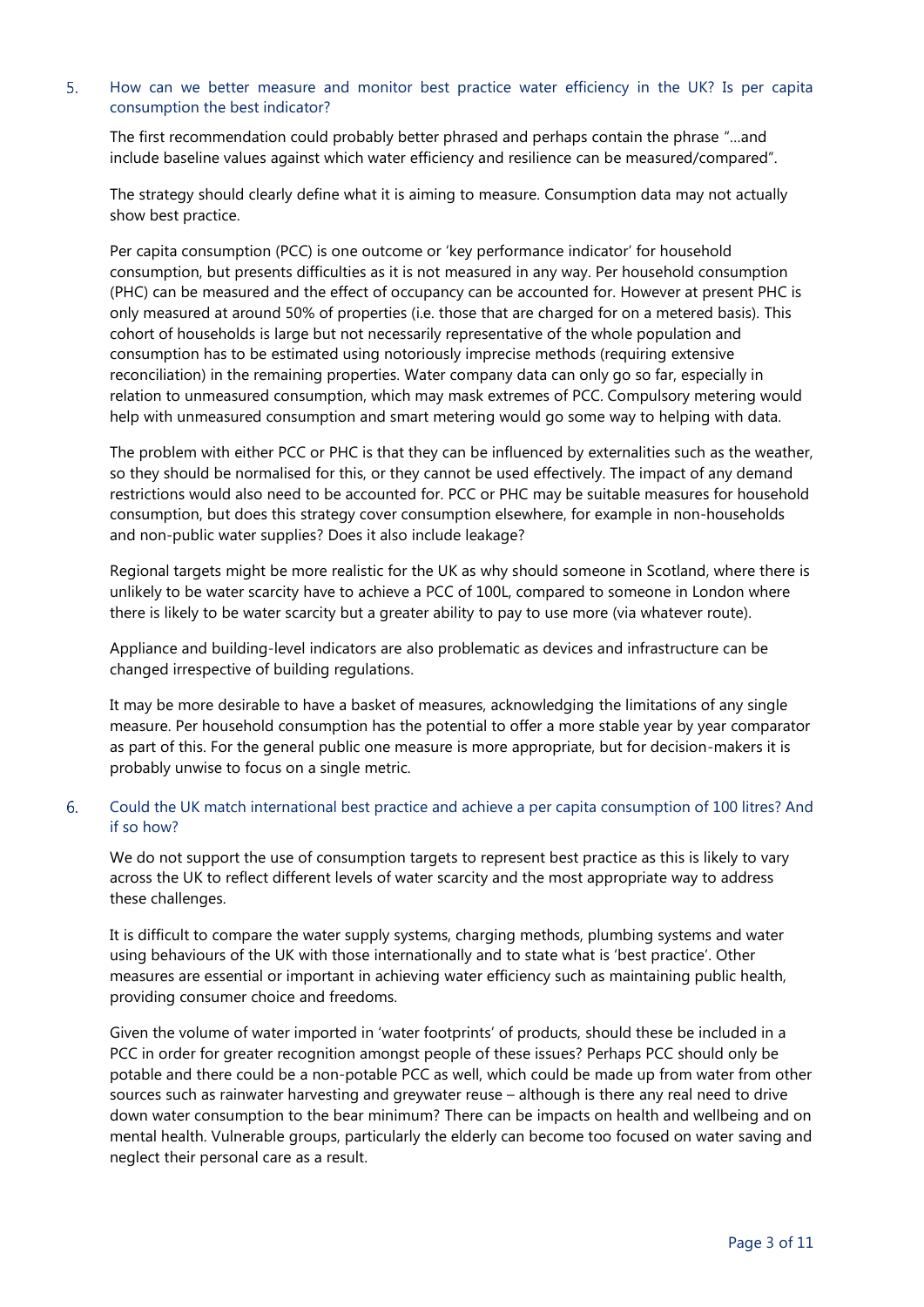5. How can we better measure and monitor best practice water efficiency in the UK? Is per capita consumption the best indicator?

The first recommendation could probably better phrased and perhaps contain the phrase "...and include baseline values against which water efficiency and resilience can be measured/compared".

The strategy should clearly define what it is aiming to measure. Consumption data may not actually show best practice.

Per capita consumption (PCC) is one outcome or 'key performance indicator' for household consumption, but presents difficulties as it is not measured in any way. Per household consumption (PHC) can be measured and the effect of occupancy can be accounted for. However at present PHC is only measured at around 50% of properties (i.e. those that are charged for on a metered basis). This cohort of households is large but not necessarily representative of the whole population and consumption has to be estimated using notoriously imprecise methods (requiring extensive reconciliation) in the remaining properties. Water company data can only go so far, especially in relation to unmeasured consumption, which may mask extremes of PCC. Compulsory metering would help with unmeasured consumption and smart metering would go some way to helping with data.

The problem with either PCC or PHC is that they can be influenced by externalities such as the weather, so they should be normalised for this, or they cannot be used effectively. The impact of any demand restrictions would also need to be accounted for. PCC or PHC may be suitable measures for household consumption, but does this strategy cover consumption elsewhere, for example in non-households and non-public water supplies? Does it also include leakage?

Regional targets might be more realistic for the UK as why should someone in Scotland, where there is unlikely to be water scarcity have to achieve a PCC of 100L, compared to someone in London where there is likely to be water scarcity but a greater ability to pay to use more (via whatever route).

Appliance and building-level indicators are also problematic as devices and infrastructure can be changed irrespective of building regulations.

It may be more desirable to have a basket of measures, acknowledging the limitations of any single measure. Per household consumption has the potential to offer a more stable year by year comparator as part of this. For the general public one measure is more appropriate, but for decision-makers it is probably unwise to focus on a single metric.

6. Could the UK match international best practice and achieve a per capita consumption of 100 litres? And if so how?

We do not support the use of consumption targets to represent best practice as this is likely to vary across the UK to reflect different levels of water scarcity and the most appropriate way to address these challenges.

It is difficult to compare the water supply systems, charging methods, plumbing systems and water using behaviours of the UK with those internationally and to state what is 'best practice'. Other measures are essential or important in achieving water efficiency such as maintaining public health, providing consumer choice and freedoms.

Given the volume of water imported in 'water footprints' of products, should these be included in a PCC in order for greater recognition amongst people of these issues? Perhaps PCC should only be potable and there could be a non-potable PCC as well, which could be made up from water from other sources such as rainwater harvesting and greywater reuse – although is there any real need to drive down water consumption to the bear minimum? There can be impacts on health and wellbeing and on mental health. Vulnerable groups, particularly the elderly can become too focused on water saving and neglect their personal care as a result.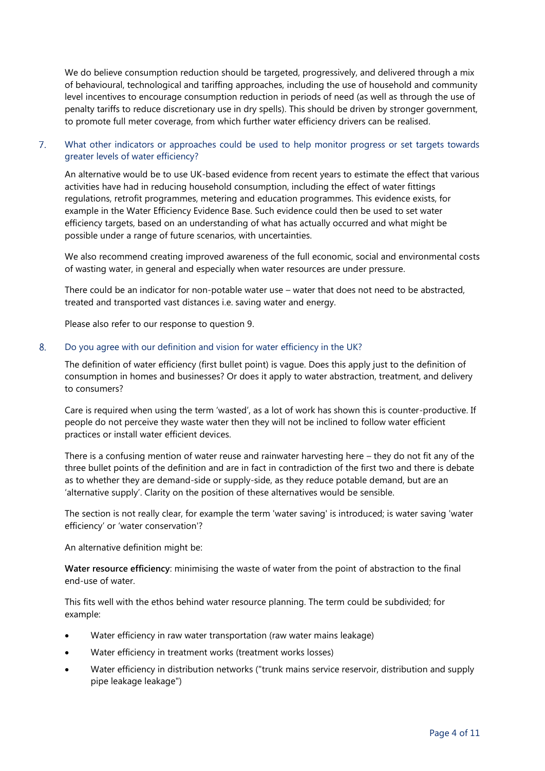We do believe consumption reduction should be targeted, progressively, and delivered through a mix of behavioural, technological and tariffing approaches, including the use of household and community level incentives to encourage consumption reduction in periods of need (as well as through the use of penalty tariffs to reduce discretionary use in dry spells). This should be driven by stronger government, to promote full meter coverage, from which further water efficiency drivers can be realised.

7. What other indicators or approaches could be used to help monitor progress or set targets towards greater levels of water efficiency?

An alternative would be to use UK-based evidence from recent years to estimate the effect that various activities have had in reducing household consumption, including the effect of water fittings regulations, retrofit programmes, metering and education programmes. This evidence exists, for example in the Water Efficiency Evidence Base. Such evidence could then be used to set water efficiency targets, based on an understanding of what has actually occurred and what might be possible under a range of future scenarios, with uncertainties.

We also recommend creating improved awareness of the full economic, social and environmental costs of wasting water, in general and especially when water resources are under pressure.

There could be an indicator for non-potable water use – water that does not need to be abstracted, treated and transported vast distances i.e. saving water and energy.

Please also refer to our response to question 9.

8. Do you agree with our definition and vision for water efficiency in the UK?

The definition of water efficiency (first bullet point) is vague. Does this apply just to the definition of consumption in homes and businesses? Or does it apply to water abstraction, treatment, and delivery to consumers?

Care is required when using the term 'wasted', as a lot of work has shown this is counter-productive. If people do not perceive they waste water then they will not be inclined to follow water efficient practices or install water efficient devices.

There is a confusing mention of water reuse and rainwater harvesting here – they do not fit any of the three bullet points of the definition and are in fact in contradiction of the first two and there is debate as to whether they are demand-side or supply-side, as they reduce potable demand, but are an 'alternative supply'. Clarity on the position of these alternatives would be sensible.

The section is not really clear, for example the term 'water saving' is introduced; is water saving 'water efficiency' or 'water conservation'?

An alternative definition might be:

**Water resource efficiency**: minimising the waste of water from the point of abstraction to the final end-use of water.

This fits well with the ethos behind water resource planning. The term could be subdivided; for example:

- Water efficiency in raw water transportation (raw water mains leakage)
- Water efficiency in treatment works (treatment works losses)
- Water efficiency in distribution networks ("trunk mains service reservoir, distribution and supply pipe leakage leakage")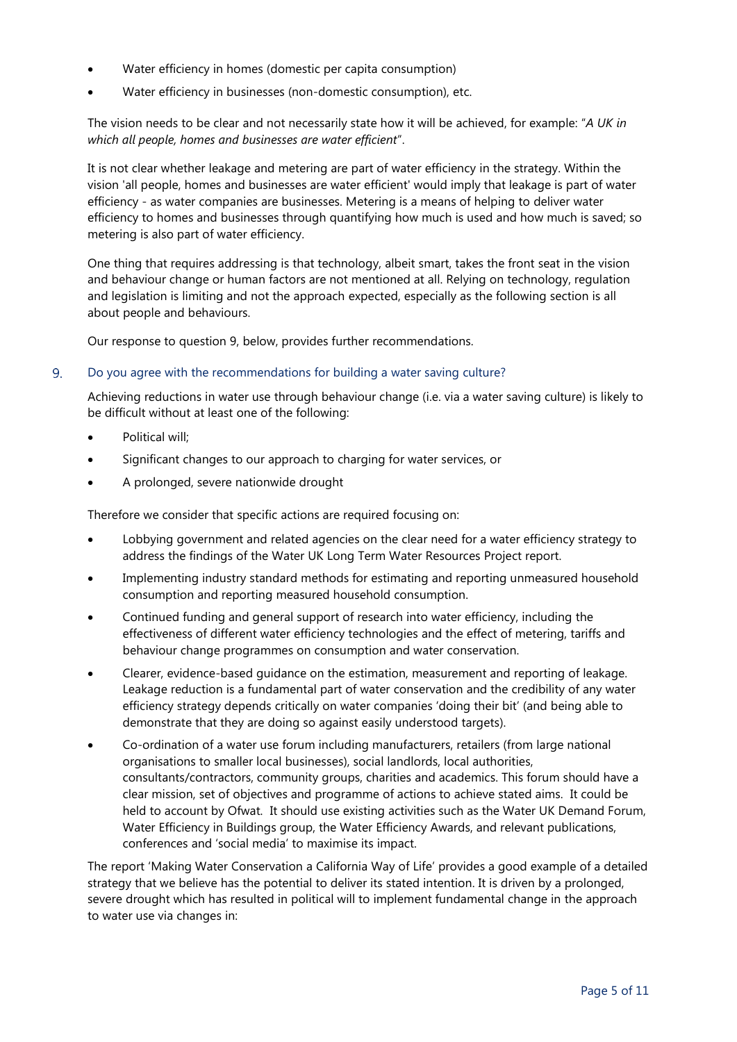- Water efficiency in homes (domestic per capita consumption)
- Water efficiency in businesses (non-domestic consumption), etc.

The vision needs to be clear and not necessarily state how it will be achieved, for example: "*A UK in which all people, homes and businesses are water efficient*".

It is not clear whether leakage and metering are part of water efficiency in the strategy. Within the vision 'all people, homes and businesses are water efficient' would imply that leakage is part of water efficiency - as water companies are businesses. Metering is a means of helping to deliver water efficiency to homes and businesses through quantifying how much is used and how much is saved; so metering is also part of water efficiency.

One thing that requires addressing is that technology, albeit smart, takes the front seat in the vision and behaviour change or human factors are not mentioned at all. Relying on technology, regulation and legislation is limiting and not the approach expected, especially as the following section is all about people and behaviours.

Our response to question 9, below, provides further recommendations.

### 9. Do you agree with the recommendations for building a water saving culture?

Achieving reductions in water use through behaviour change (i.e. via a water saving culture) is likely to be difficult without at least one of the following:

- Political will;
- Significant changes to our approach to charging for water services, or
- A prolonged, severe nationwide drought

Therefore we consider that specific actions are required focusing on:

- Lobbying government and related agencies on the clear need for a water efficiency strategy to address the findings of the Water UK Long Term Water Resources Project report.
- Implementing industry standard methods for estimating and reporting unmeasured household consumption and reporting measured household consumption.
- Continued funding and general support of research into water efficiency, including the effectiveness of different water efficiency technologies and the effect of metering, tariffs and behaviour change programmes on consumption and water conservation.
- Clearer, evidence-based guidance on the estimation, measurement and reporting of leakage. Leakage reduction is a fundamental part of water conservation and the credibility of any water efficiency strategy depends critically on water companies 'doing their bit' (and being able to demonstrate that they are doing so against easily understood targets).
- Co-ordination of a water use forum including manufacturers, retailers (from large national organisations to smaller local businesses), social landlords, local authorities, consultants/contractors, community groups, charities and academics. This forum should have a clear mission, set of objectives and programme of actions to achieve stated aims. It could be held to account by Ofwat. It should use existing activities such as the Water UK Demand Forum, Water Efficiency in Buildings group, the Water Efficiency Awards, and relevant publications, conferences and 'social media' to maximise its impact.

The report 'Making Water Conservation a California Way of Life' provides a good example of a detailed strategy that we believe has the potential to deliver its stated intention. It is driven by a prolonged, severe drought which has resulted in political will to implement fundamental change in the approach to water use via changes in: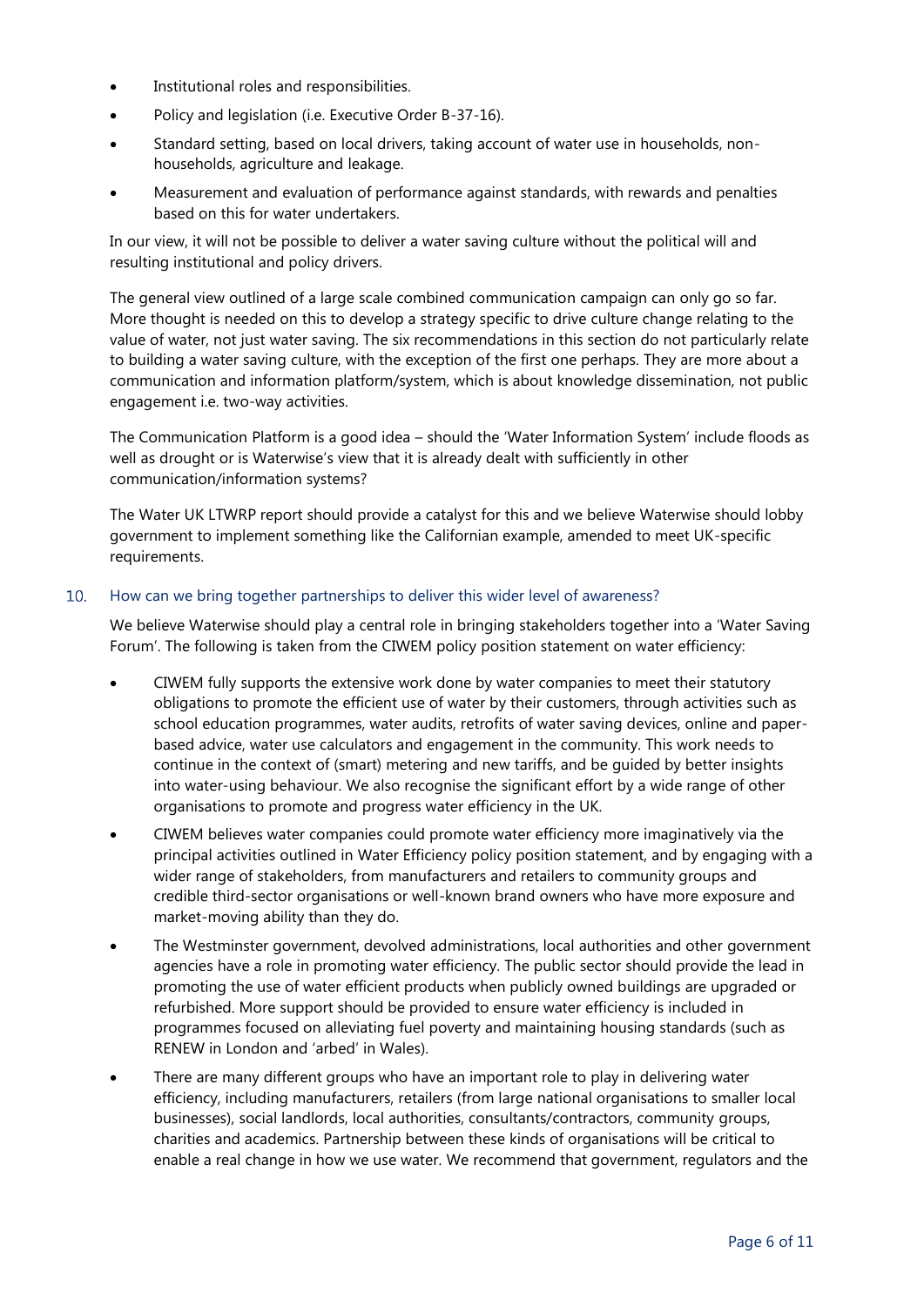- Institutional roles and responsibilities.
- Policy and legislation (i.e. Executive Order B-37-16).
- Standard setting, based on local drivers, taking account of water use in households, non-households, agriculture and leakage.
- Measurement and evaluation of performance against standards, with rewards and penalties based on this for water undertakers.

In our view, it will not be possible to deliver a water saving culture without the political will and resulting institutional and policy drivers.

The general view outlined of a large scale combined communication campaign can only go so far. More thought is needed on this to develop a strategy specific to drive culture change relating to the value of water, not just water saving. The six recommendations in this section do not particularly relate to building a water saving culture, with the exception of the first one perhaps. They are more about a communication and information platform/system, which is about knowledge dissemination, not public engagement i.e. two-way activities.

The Communication Platform is a good idea – should the 'Water Information System' include floods as well as drought or is Waterwise's view that it is already dealt with sufficiently in other communication/information systems?

The Water UK LTWRP report should provide a catalyst for this and we believe Waterwise should lobby government to implement something like the Californian example, amended to meet UK-specific requirements.

### 10. How can we bring together partnerships to deliver this wider level of awareness?

We believe Waterwise should play a central role in bringing stakeholders together into a 'Water Saving Forum'. The following is taken from the CIWEM policy position statement on water efficiency:

- CIWEM fully supports the extensive work done by water companies to meet their statutory obligations to promote the efficient use of water by their customers, through activities such as school education programmes, water audits, retrofits of water saving devices, online and paper-based advice, water use calculators and engagement in the community. This work needs to continue in the context of (smart) metering and new tariffs, and be guided by better insights into water-using behaviour. We also recognise the significant effort by a wide range of other organisations to promote and progress water efficiency in the UK.
- CIWEM believes water companies could promote water efficiency more imaginatively via the principal activities outlined in Water Efficiency policy position statement, and by engaging with a wider range of stakeholders, from manufacturers and retailers to community groups and credible third-sector organisations or well-known brand owners who have more exposure and market-moving ability than they do.
- The Westminster government, devolved administrations, local authorities and other government agencies have a role in promoting water efficiency. The public sector should provide the lead in promoting the use of water efficient products when publicly owned buildings are upgraded or refurbished. More support should be provided to ensure water efficiency is included in programmes focused on alleviating fuel poverty and maintaining housing standards (such as RENEW in London and 'arbed' in Wales).
- There are many different groups who have an important role to play in delivering water efficiency, including manufacturers, retailers (from large national organisations to smaller local businesses), social landlords, local authorities, consultants/contractors, community groups, charities and academics. Partnership between these kinds of organisations will be critical to enable a real change in how we use water. We recommend that government, regulators and the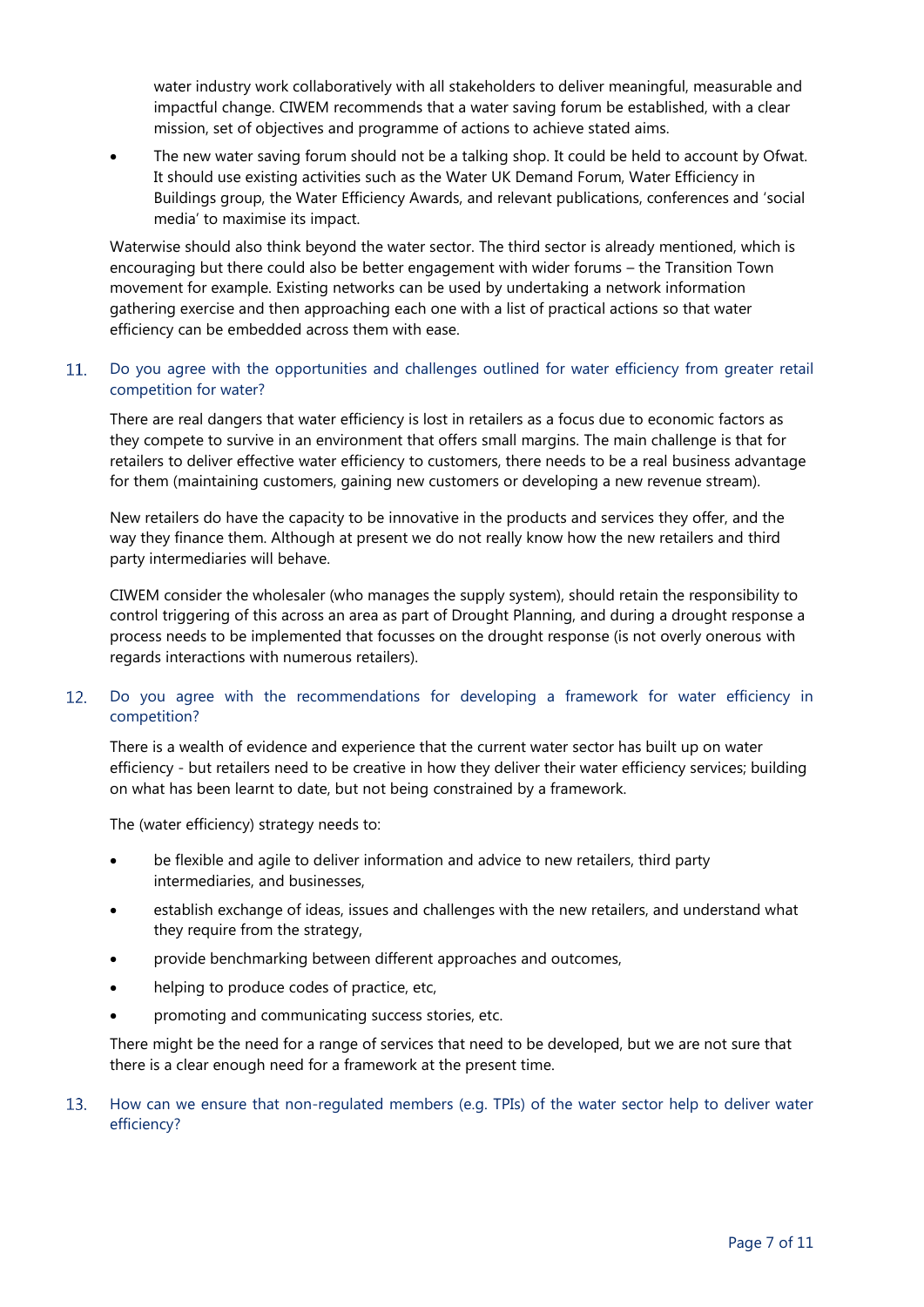water industry work collaboratively with all stakeholders to deliver meaningful, measurable and impactful change. CIWEM recommends that a water saving forum be established, with a clear mission, set of objectives and programme of actions to achieve stated aims.

- The new water saving forum should not be a talking shop. It could be held to account by Ofwat. It should use existing activities such as the Water UK Demand Forum, Water Efficiency in Buildings group, the Water Efficiency Awards, and relevant publications, conferences and 'social media' to maximise its impact.

Waterwise should also think beyond the water sector. The third sector is already mentioned, which is encouraging but there could also be better engagement with wider forums – the Transition Town movement for example. Existing networks can be used by undertaking a network information gathering exercise and then approaching each one with a list of practical actions so that water efficiency can be embedded across them with ease.

11. Do you agree with the opportunities and challenges outlined for water efficiency from greater retail competition for water?

There are real dangers that water efficiency is lost in retailers as a focus due to economic factors as they compete to survive in an environment that offers small margins. The main challenge is that for retailers to deliver effective water efficiency to customers, there needs to be a real business advantage for them (maintaining customers, gaining new customers or developing a new revenue stream).

New retailers do have the capacity to be innovative in the products and services they offer, and the way they finance them. Although at present we do not really know how the new retailers and third party intermediaries will behave.

CIWEM consider the wholesaler (who manages the supply system), should retain the responsibility to control triggering of this across an area as part of Drought Planning, and during a drought response a process needs to be implemented that focusses on the drought response (is not overly onerous with regards interactions with numerous retailers).

12. Do you agree with the recommendations for developing a framework for water efficiency in competition?

There is a wealth of evidence and experience that the current water sector has built up on water efficiency - but retailers need to be creative in how they deliver their water efficiency services; building on what has been learnt to date, but not being constrained by a framework.

The (water efficiency) strategy needs to:

- be flexible and agile to deliver information and advice to new retailers, third party intermediaries, and businesses,
- establish exchange of ideas, issues and challenges with the new retailers, and understand what they require from the strategy,
- provide benchmarking between different approaches and outcomes,
- helping to produce codes of practice, etc,
- promoting and communicating success stories, etc.

There might be the need for a range of services that need to be developed, but we are not sure that there is a clear enough need for a framework at the present time.

13. How can we ensure that non-regulated members (e.g. TPIs) of the water sector help to deliver water efficiency?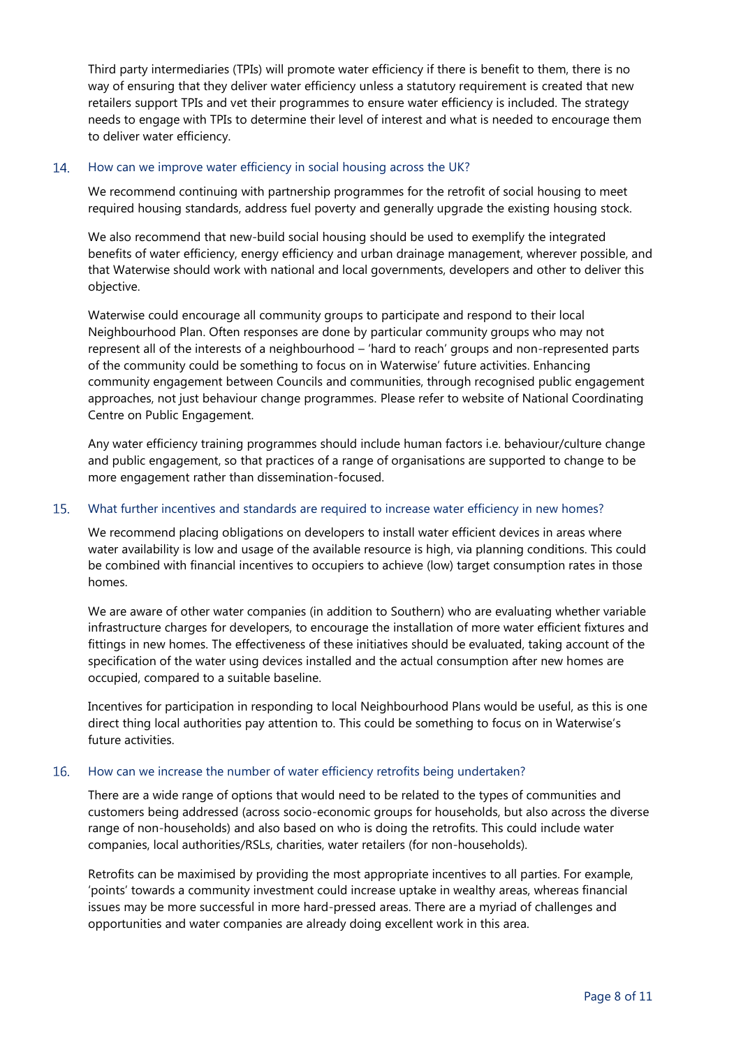Third party intermediaries (TPIs) will promote water efficiency if there is benefit to them, there is no way of ensuring that they deliver water efficiency unless a statutory requirement is created that new retailers support TPIs and vet their programmes to ensure water efficiency is included. The strategy needs to engage with TPIs to determine their level of interest and what is needed to encourage them to deliver water efficiency.

14. How can we improve water efficiency in social housing across the UK?

We recommend continuing with partnership programmes for the retrofit of social housing to meet required housing standards, address fuel poverty and generally upgrade the existing housing stock.

We also recommend that new-build social housing should be used to exemplify the integrated benefits of water efficiency, energy efficiency and urban drainage management, wherever possible, and that Waterwise should work with national and local governments, developers and other to deliver this objective.

Waterwise could encourage all community groups to participate and respond to their local Neighbourhood Plan. Often responses are done by particular community groups who may not represent all of the interests of a neighbourhood – 'hard to reach' groups and non-represented parts of the community could be something to focus on in Waterwise' future activities. Enhancing community engagement between Councils and communities, through recognised public engagement approaches, not just behaviour change programmes. Please refer to website of National Coordinating Centre on Public Engagement.

Any water efficiency training programmes should include human factors i.e. behaviour/culture change and public engagement, so that practices of a range of organisations are supported to change to be more engagement rather than dissemination-focused.

15. What further incentives and standards are required to increase water efficiency in new homes?

We recommend placing obligations on developers to install water efficient devices in areas where water availability is low and usage of the available resource is high, via planning conditions. This could be combined with financial incentives to occupiers to achieve (low) target consumption rates in those homes.

We are aware of other water companies (in addition to Southern) who are evaluating whether variable infrastructure charges for developers, to encourage the installation of more water efficient fixtures and fittings in new homes. The effectiveness of these initiatives should be evaluated, taking account of the specification of the water using devices installed and the actual consumption after new homes are occupied, compared to a suitable baseline.

Incentives for participation in responding to local Neighbourhood Plans would be useful, as this is one direct thing local authorities pay attention to. This could be something to focus on in Waterwise's future activities.

16. How can we increase the number of water efficiency retrofits being undertaken?

There are a wide range of options that would need to be related to the types of communities and customers being addressed (across socio-economic groups for households, but also across the diverse range of non-households) and also based on who is doing the retrofits. This could include water companies, local authorities/RSLs, charities, water retailers (for non-households).

Retrofits can be maximised by providing the most appropriate incentives to all parties. For example, 'points' towards a community investment could increase uptake in wealthy areas, whereas financial issues may be more successful in more hard-pressed areas. There are a myriad of challenges and opportunities and water companies are already doing excellent work in this area.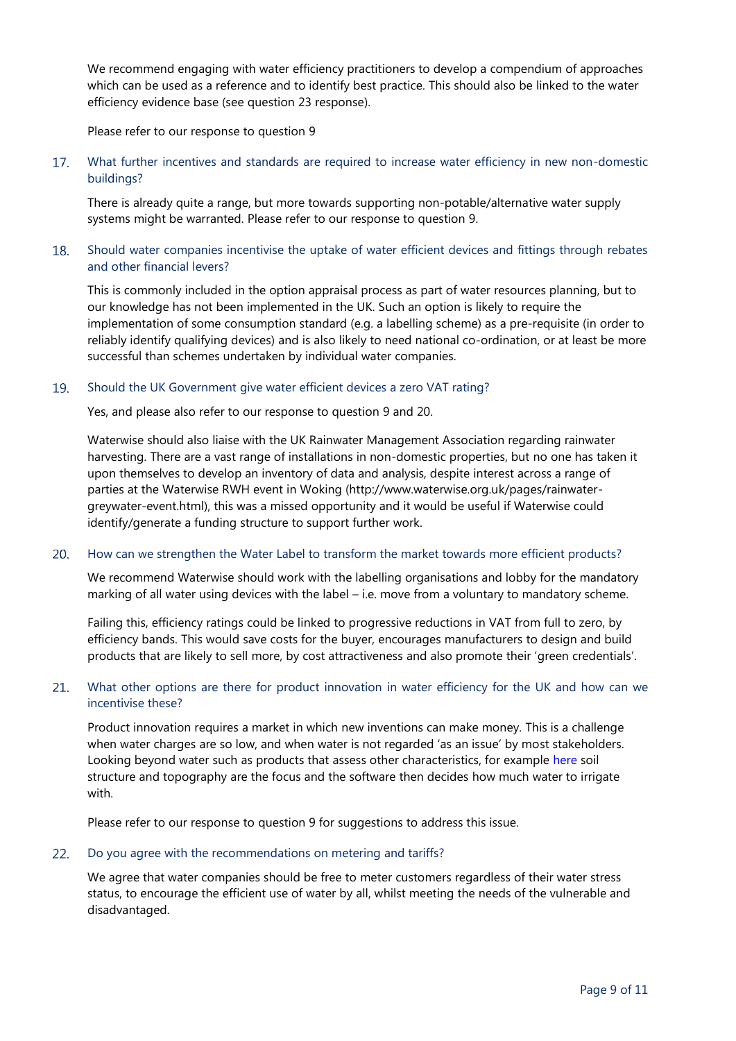We recommend engaging with water efficiency practitioners to develop a compendium of approaches which can be used as a reference and to identify best practice. This should also be linked to the water efficiency evidence base (see question 23 response).

Please refer to our response to question 9

17. What further incentives and standards are required to increase water efficiency in new non-domestic buildings?

There is already quite a range, but more towards supporting non-potable/alternative water supply systems might be warranted. Please refer to our response to question 9.

18. Should water companies incentivise the uptake of water efficient devices and fittings through rebates and other financial levers?

This is commonly included in the option appraisal process as part of water resources planning, but to our knowledge has not been implemented in the UK. Such an option is likely to require the implementation of some consumption standard (e.g. a labelling scheme) as a pre-requisite (in order to reliably identify qualifying devices) and is also likely to need national co-ordination, or at least be more successful than schemes undertaken by individual water companies.

19. Should the UK Government give water efficient devices a zero VAT rating?

Yes, and please also refer to our response to question 9 and 20.

Waterwise should also liaise with the UK Rainwater Management Association regarding rainwater harvesting. There are a vast range of installations in non-domestic properties, but no one has taken it upon themselves to develop an inventory of data and analysis, despite interest across a range of parties at the Waterwise RWH event in Woking (http://www.waterwise.org.uk/pages/rainwater-greywater-event.html), this was a missed opportunity and it would be useful if Waterwise could identify/generate a funding structure to support further work.

20. How can we strengthen the Water Label to transform the market towards more efficient products?

We recommend Waterwise should work with the labelling organisations and lobby for the mandatory marking of all water using devices with the label – i.e. move from a voluntary to mandatory scheme.

Failing this, efficiency ratings could be linked to progressive reductions in VAT from full to zero, by efficiency bands. This would save costs for the buyer, encourages manufacturers to design and build products that are likely to sell more, by cost attractiveness and also promote their 'green credentials'.

21. What other options are there for product innovation in water efficiency for the UK and how can we incentivise these?

Product innovation requires a market in which new inventions can make money. This is a challenge when water charges are so low, and when water is not regarded 'as an issue' by most stakeholders. Looking beyond water such as products that assess other characteristics, for example here soil structure and topography are the focus and the software then decides how much water to irrigate with.

Please refer to our response to question 9 for suggestions to address this issue.

22. Do you agree with the recommendations on metering and tariffs?

We agree that water companies should be free to meter customers regardless of their water stress status, to encourage the efficient use of water by all, whilst meeting the needs of the vulnerable and disadvantaged.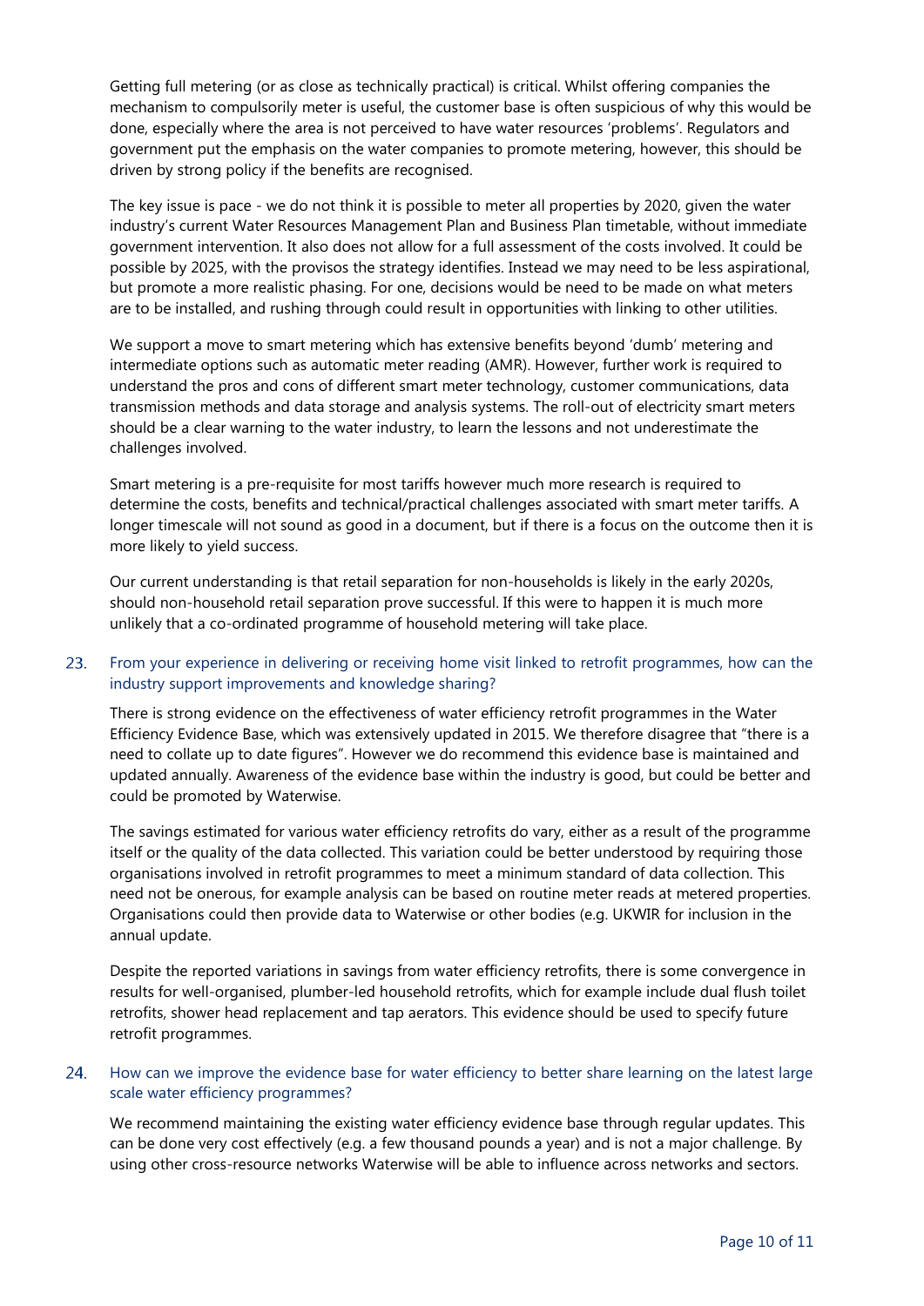Getting full metering (or as close as technically practical) is critical. Whilst offering companies the mechanism to compulsorily meter is useful, the customer base is often suspicious of why this would be done, especially where the area is not perceived to have water resources 'problems'. Regulators and government put the emphasis on the water companies to promote metering, however, this should be driven by strong policy if the benefits are recognised.

The key issue is pace - we do not think it is possible to meter all properties by 2020, given the water industry's current Water Resources Management Plan and Business Plan timetable, without immediate government intervention. It also does not allow for a full assessment of the costs involved. It could be possible by 2025, with the provisos the strategy identifies. Instead we may need to be less aspirational, but promote a more realistic phasing. For one, decisions would be need to be made on what meters are to be installed, and rushing through could result in opportunities with linking to other utilities.

We support a move to smart metering which has extensive benefits beyond 'dumb' metering and intermediate options such as automatic meter reading (AMR). However, further work is required to understand the pros and cons of different smart meter technology, customer communications, data transmission methods and data storage and analysis systems. The roll-out of electricity smart meters should be a clear warning to the water industry, to learn the lessons and not underestimate the challenges involved.

Smart metering is a pre-requisite for most tariffs however much more research is required to determine the costs, benefits and technical/practical challenges associated with smart meter tariffs. A longer timescale will not sound as good in a document, but if there is a focus on the outcome then it is more likely to yield success.

Our current understanding is that retail separation for non-households is likely in the early 2020s, should non-household retail separation prove successful. If this were to happen it is much more unlikely that a co-ordinated programme of household metering will take place.

23. From your experience in delivering or receiving home visit linked to retrofit programmes, how can the industry support improvements and knowledge sharing?

There is strong evidence on the effectiveness of water efficiency retrofit programmes in the Water Efficiency Evidence Base, which was extensively updated in 2015. We therefore disagree that "there is a need to collate up to date figures". However we do recommend this evidence base is maintained and updated annually. Awareness of the evidence base within the industry is good, but could be better and could be promoted by Waterwise.

The savings estimated for various water efficiency retrofits do vary, either as a result of the programme itself or the quality of the data collected. This variation could be better understood by requiring those organisations involved in retrofit programmes to meet a minimum standard of data collection. This need not be onerous, for example analysis can be based on routine meter reads at metered properties. Organisations could then provide data to Waterwise or other bodies (e.g. UKWIR for inclusion in the annual update.

Despite the reported variations in savings from water efficiency retrofits, there is some convergence in results for well-organised, plumber-led household retrofits, which for example include dual flush toilet retrofits, shower head replacement and tap aerators. This evidence should be used to specify future retrofit programmes.

24. How can we improve the evidence base for water efficiency to better share learning on the latest large scale water efficiency programmes?

We recommend maintaining the existing water efficiency evidence base through regular updates. This can be done very cost effectively (e.g. a few thousand pounds a year) and is not a major challenge. By using other cross-resource networks Waterwise will be able to influence across networks and sectors.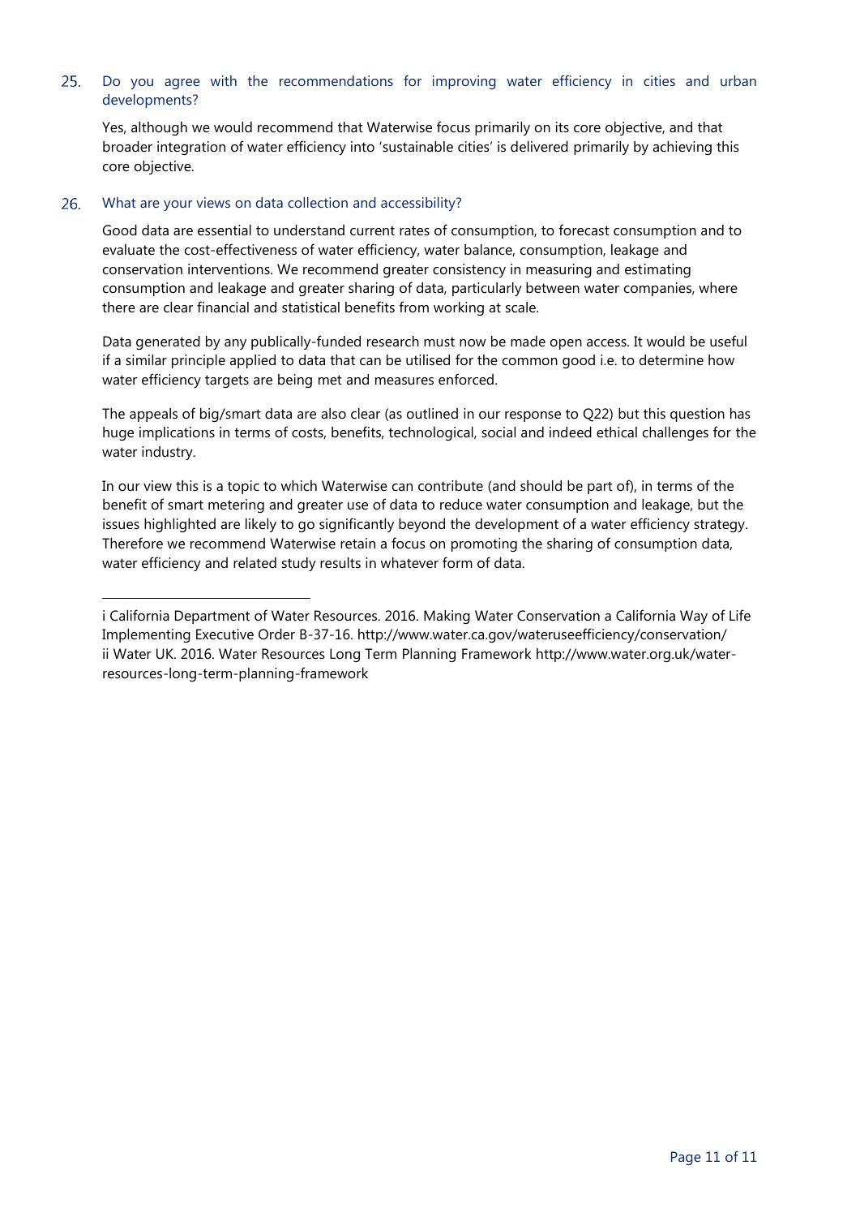25. Do you agree with the recommendations for improving water efficiency in cities and urban developments?

Yes, although we would recommend that Waterwise focus primarily on its core objective, and that broader integration of water efficiency into 'sustainable cities' is delivered primarily by achieving this core objective.

26. What are your views on data collection and accessibility?

Good data are essential to understand current rates of consumption, to forecast consumption and to evaluate the cost-effectiveness of water efficiency, water balance, consumption, leakage and conservation interventions. We recommend greater consistency in measuring and estimating consumption and leakage and greater sharing of data, particularly between water companies, where there are clear financial and statistical benefits from working at scale.

Data generated by any publically-funded research must now be made open access. It would be useful if a similar principle applied to data that can be utilised for the common good i.e. to determine how water efficiency targets are being met and measures enforced.

The appeals of big/smart data are also clear (as outlined in our response to Q22) but this question has huge implications in terms of costs, benefits, technological, social and indeed ethical challenges for the water industry.

In our view this is a topic to which Waterwise can contribute (and should be part of), in terms of the benefit of smart metering and greater use of data to reduce water consumption and leakage, but the issues highlighted are likely to go significantly beyond the development of a water efficiency strategy. Therefore we recommend Waterwise retain a focus on promoting the sharing of consumption data, water efficiency and related study results in whatever form of data.

---

i California Department of Water Resources. 2016. Making Water Conservation a California Way of Life Implementing Executive Order B-37-16. http://www.water.ca.gov/wateruseefficiency/conservation/

ii Water UK. 2016. Water Resources Long Term Planning Framework http://www.water.org.uk/water-resources-long-term-planning-framework